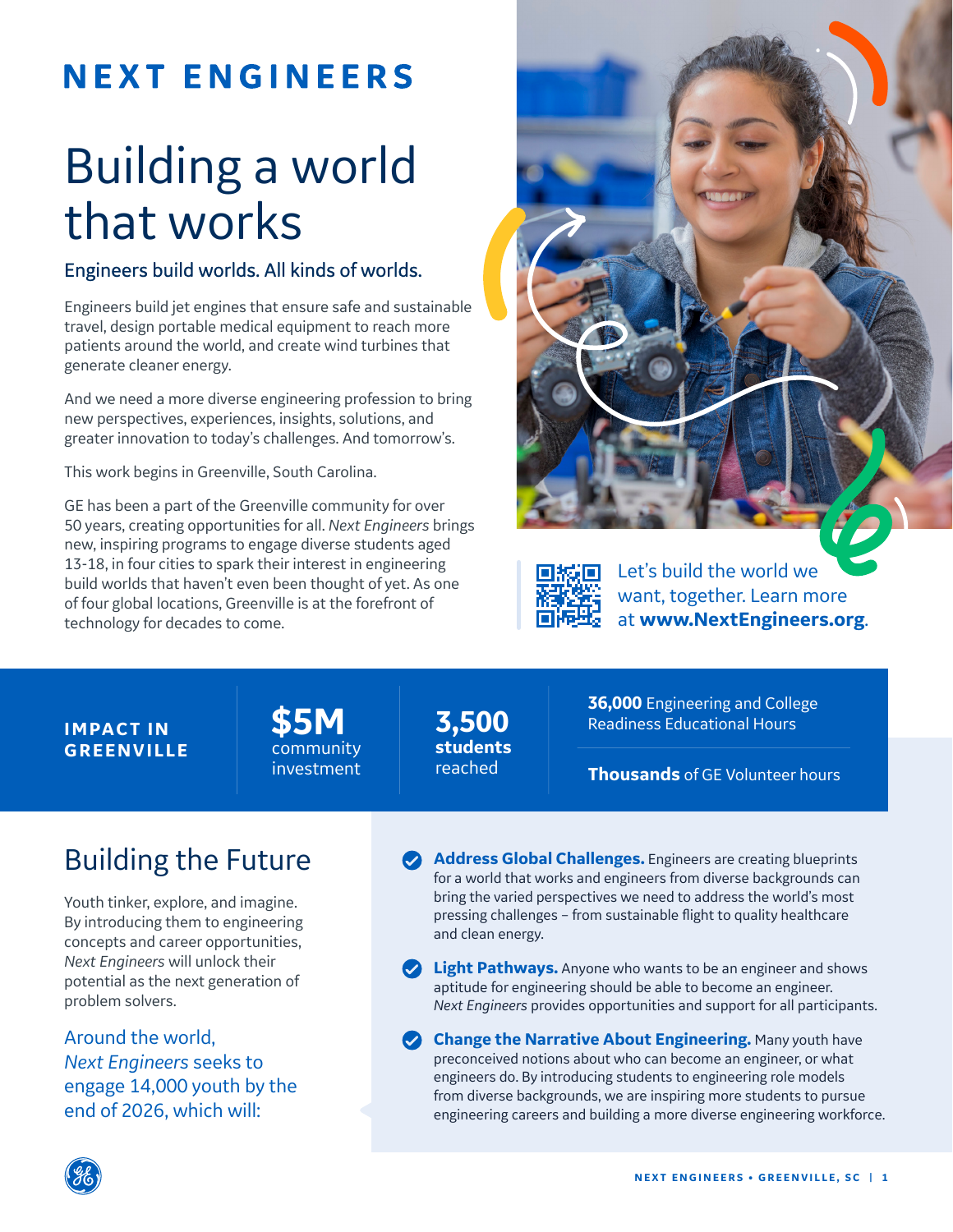# NEXT ENGINEERS

## Building a world that works

### Engineers build worlds. All kinds of worlds.

Engineers build jet engines that ensure safe and sustainable travel, design portable medical equipment to reach more patients around the world, and create wind turbines that generate cleaner energy.

And we need a more diverse engineering profession to bring new perspectives, experiences, insights, solutions, and greater innovation to today's challenges. And tomorrow's.

This work begins in Greenville, South Carolina.

GE has been a part of the Greenville community for over 50 years, creating opportunities for all. *Next Engineers* brings new, inspiring programs to engage diverse students aged 13-18, in four cities to spark their interest in engineering build worlds that haven't even been thought of yet. As one of four global locations, Greenville is at the forefront of technology for decades to come.

Let's build the world we want, together. Learn more at **www.NextEngineers.org**.

**IMPACT IN GREENVILLE**

- **$5M** community investment
- **3,500 students** reached
- **36,000** Engineering and College Readiness Educational Hours
- **Thousands** of GE Volunteer hours

## Building the Future

Youth tinker, explore, and imagine. By introducing them to engineering concepts and career opportunities, *Next Engineers* will unlock their potential as the next generation of problem solvers.

Around the world, *Next Engineers* seeks to engage 14,000 youth by the end of 2026, which will:

- **Address Global Challenges.** Engineers are creating blueprints for a world that works and engineers from diverse backgrounds can bring the varied perspectives we need to address the world's most pressing challenges – from sustainable flight to quality healthcare and clean energy.
- **Light Pathways.** Anyone who wants to be an engineer and shows aptitude for engineering should be able to become an engineer. *Next Engineers* provides opportunities and support for all participants.
- **Change the Narrative About Engineering.** Many youth have preconceived notions about who can become an engineer, or what engineers do. By introducing students to engineering role models from diverse backgrounds, we are inspiring more students to pursue engineering careers and building a more diverse engineering workforce.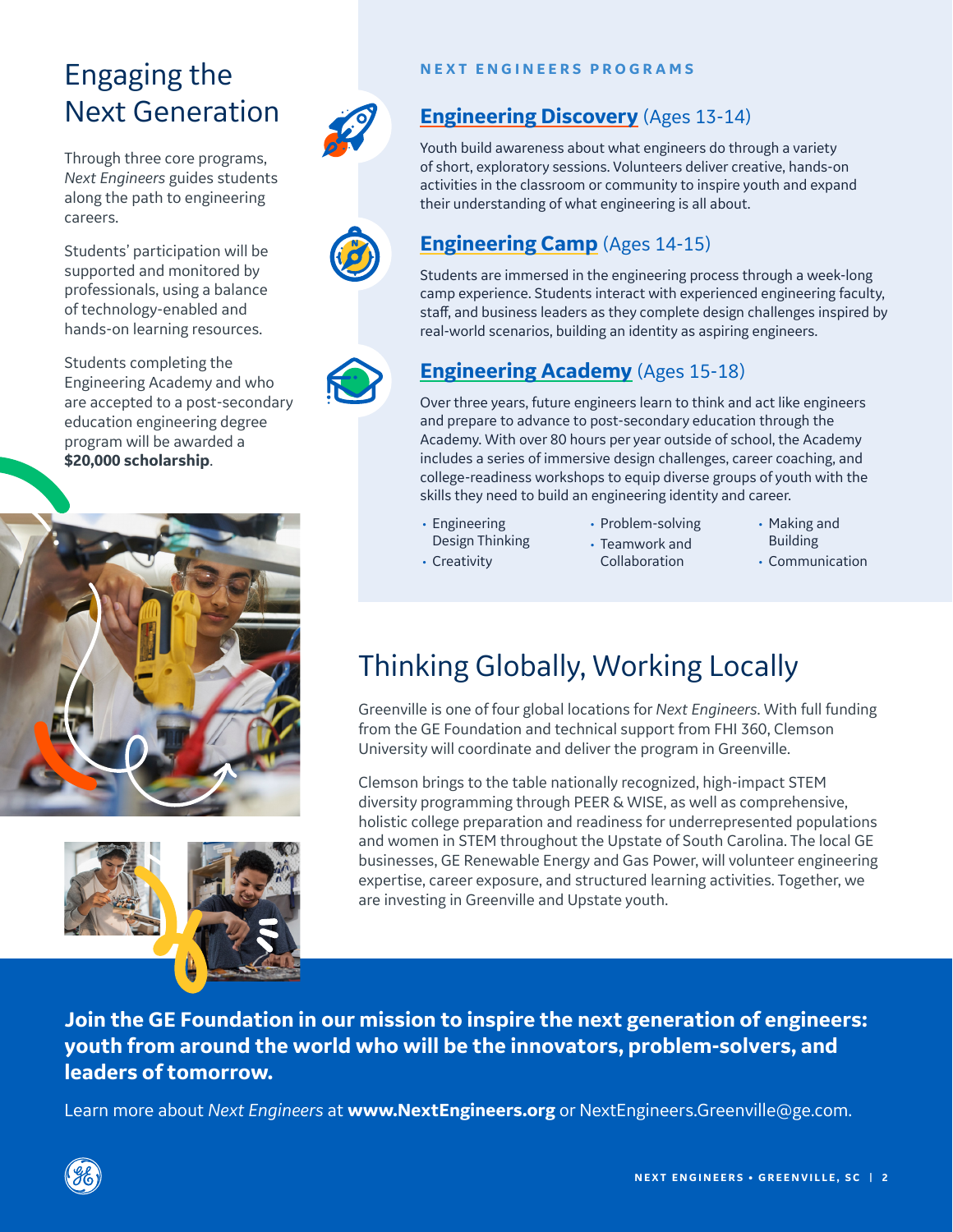# Engaging the Next Generation

Through three core programs, *Next Engineers* guides students along the path to engineering careers.

Students' participation will be supported and monitored by professionals, using a balance of technology-enabled and hands-on learning resources.

Students completing the Engineering Academy and who are accepted to a post-secondary education engineering degree program will be awarded a **$20,000 scholarship**.

## NEXT ENGINEERS PROGRAMS

### Engineering Discovery (Ages 13-14)

Youth build awareness about what engineers do through a variety of short, exploratory sessions. Volunteers deliver creative, hands-on activities in the classroom or community to inspire youth and expand their understanding of what engineering is all about.

### Engineering Camp (Ages 14-15)

Students are immersed in the engineering process through a week-long camp experience. Students interact with experienced engineering faculty, staff, and business leaders as they complete design challenges inspired by real-world scenarios, building an identity as aspiring engineers.

### Engineering Academy (Ages 15-18)

Over three years, future engineers learn to think and act like engineers and prepare to advance to post-secondary education through the Academy. With over 80 hours per year outside of school, the Academy includes a series of immersive design challenges, career coaching, and college-readiness workshops to equip diverse groups of youth with the skills they need to build an engineering identity and career.

- Engineering Design Thinking
- Creativity
- Problem-solving
- Teamwork and Collaboration
- Making and Building
- Communication

# Thinking Globally, Working Locally

Greenville is one of four global locations for *Next Engineers*. With full funding from the GE Foundation and technical support from FHI 360, Clemson University will coordinate and deliver the program in Greenville.

Clemson brings to the table nationally recognized, high-impact STEM diversity programming through PEER & WISE, as well as comprehensive, holistic college preparation and readiness for underrepresented populations and women in STEM throughout the Upstate of South Carolina. The local GE businesses, GE Renewable Energy and Gas Power, will volunteer engineering expertise, career exposure, and structured learning activities. Together, we are investing in Greenville and Upstate youth.

**Join the GE Foundation in our mission to inspire the next generation of engineers: youth from around the world who will be the innovators, problem-solvers, and leaders of tomorrow.**

Learn more about *Next Engineers* at **www.NextEngineers.org** or NextEngineers.Greenville@ge.com.